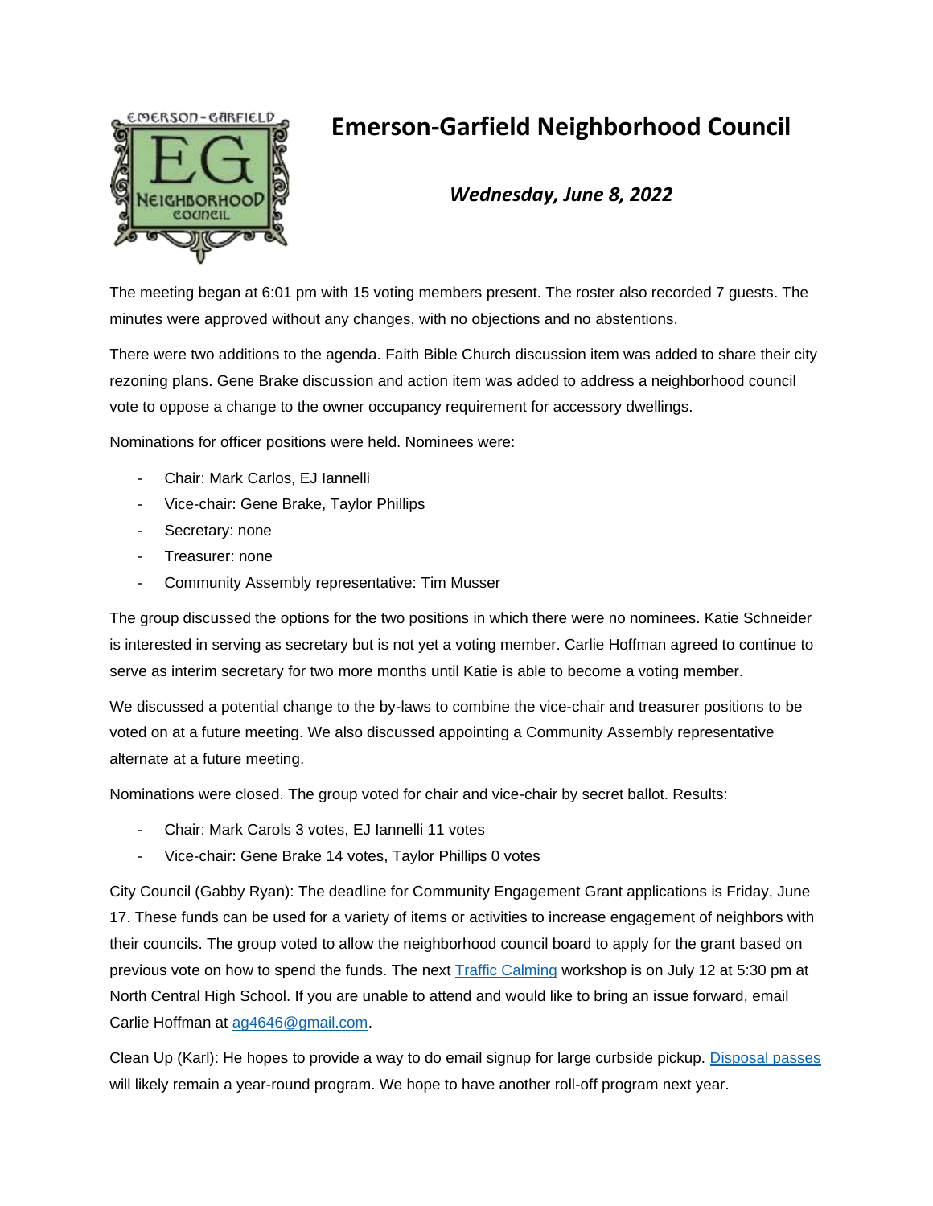# Emerson-Garfield Neighborhood Council

***Wednesday, June 8, 2022***

The meeting began at 6:01 pm with 15 voting members present. The roster also recorded 7 guests. The minutes were approved without any changes, with no objections and no abstentions.

There were two additions to the agenda. Faith Bible Church discussion item was added to share their city rezoning plans. Gene Brake discussion and action item was added to address a neighborhood council vote to oppose a change to the owner occupancy requirement for accessory dwellings.

Nominations for officer positions were held. Nominees were:

- Chair: Mark Carlos, EJ Iannelli
- Vice-chair: Gene Brake, Taylor Phillips
- Secretary: none
- Treasurer: none
- Community Assembly representative: Tim Musser

The group discussed the options for the two positions in which there were no nominees. Katie Schneider is interested in serving as secretary but is not yet a voting member. Carlie Hoffman agreed to continue to serve as interim secretary for two more months until Katie is able to become a voting member.

We discussed a potential change to the by-laws to combine the vice-chair and treasurer positions to be voted on at a future meeting. We also discussed appointing a Community Assembly representative alternate at a future meeting.

Nominations were closed. The group voted for chair and vice-chair by secret ballot. Results:

- Chair: Mark Carols 3 votes, EJ Iannelli 11 votes
- Vice-chair: Gene Brake 14 votes, Taylor Phillips 0 votes

City Council (Gabby Ryan): The deadline for Community Engagement Grant applications is Friday, June 17. These funds can be used for a variety of items or activities to increase engagement of neighbors with their councils. The group voted to allow the neighborhood council board to apply for the grant based on previous vote on how to spend the funds. The next Traffic Calming workshop is on July 12 at 5:30 pm at North Central High School. If you are unable to attend and would like to bring an issue forward, email Carlie Hoffman at ag4646@gmail.com.

Clean Up (Karl): He hopes to provide a way to do email signup for large curbside pickup. Disposal passes will likely remain a year-round program. We hope to have another roll-off program next year.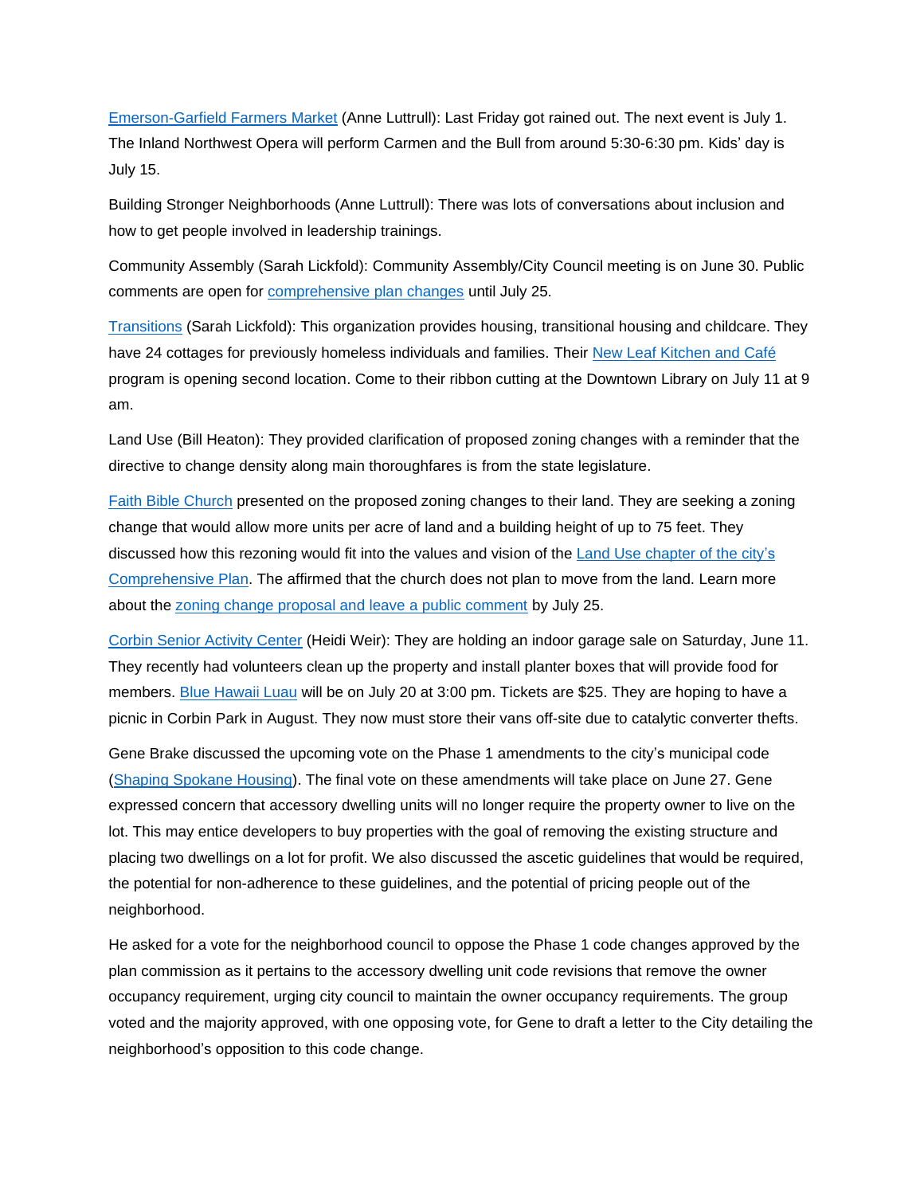Emerson-Garfield Farmers Market (Anne Luttrull): Last Friday got rained out. The next event is July 1. The Inland Northwest Opera will perform Carmen and the Bull from around 5:30-6:30 pm. Kids' day is July 15.

Building Stronger Neighborhoods (Anne Luttrull): There was lots of conversations about inclusion and how to get people involved in leadership trainings.

Community Assembly (Sarah Lickfold): Community Assembly/City Council meeting is on June 30. Public comments are open for comprehensive plan changes until July 25.

Transitions (Sarah Lickfold): This organization provides housing, transitional housing and childcare. They have 24 cottages for previously homeless individuals and families. Their New Leaf Kitchen and Café program is opening second location. Come to their ribbon cutting at the Downtown Library on July 11 at 9 am.

Land Use (Bill Heaton): They provided clarification of proposed zoning changes with a reminder that the directive to change density along main thoroughfares is from the state legislature.

Faith Bible Church presented on the proposed zoning changes to their land. They are seeking a zoning change that would allow more units per acre of land and a building height of up to 75 feet. They discussed how this rezoning would fit into the values and vision of the Land Use chapter of the city's Comprehensive Plan. The affirmed that the church does not plan to move from the land. Learn more about the zoning change proposal and leave a public comment by July 25.

Corbin Senior Activity Center (Heidi Weir): They are holding an indoor garage sale on Saturday, June 11. They recently had volunteers clean up the property and install planter boxes that will provide food for members. Blue Hawaii Luau will be on July 20 at 3:00 pm. Tickets are $25. They are hoping to have a picnic in Corbin Park in August. They now must store their vans off-site due to catalytic converter thefts.

Gene Brake discussed the upcoming vote on the Phase 1 amendments to the city's municipal code (Shaping Spokane Housing). The final vote on these amendments will take place on June 27. Gene expressed concern that accessory dwelling units will no longer require the property owner to live on the lot. This may entice developers to buy properties with the goal of removing the existing structure and placing two dwellings on a lot for profit. We also discussed the ascetic guidelines that would be required, the potential for non-adherence to these guidelines, and the potential of pricing people out of the neighborhood.

He asked for a vote for the neighborhood council to oppose the Phase 1 code changes approved by the plan commission as it pertains to the accessory dwelling unit code revisions that remove the owner occupancy requirement, urging city council to maintain the owner occupancy requirements. The group voted and the majority approved, with one opposing vote, for Gene to draft a letter to the City detailing the neighborhood's opposition to this code change.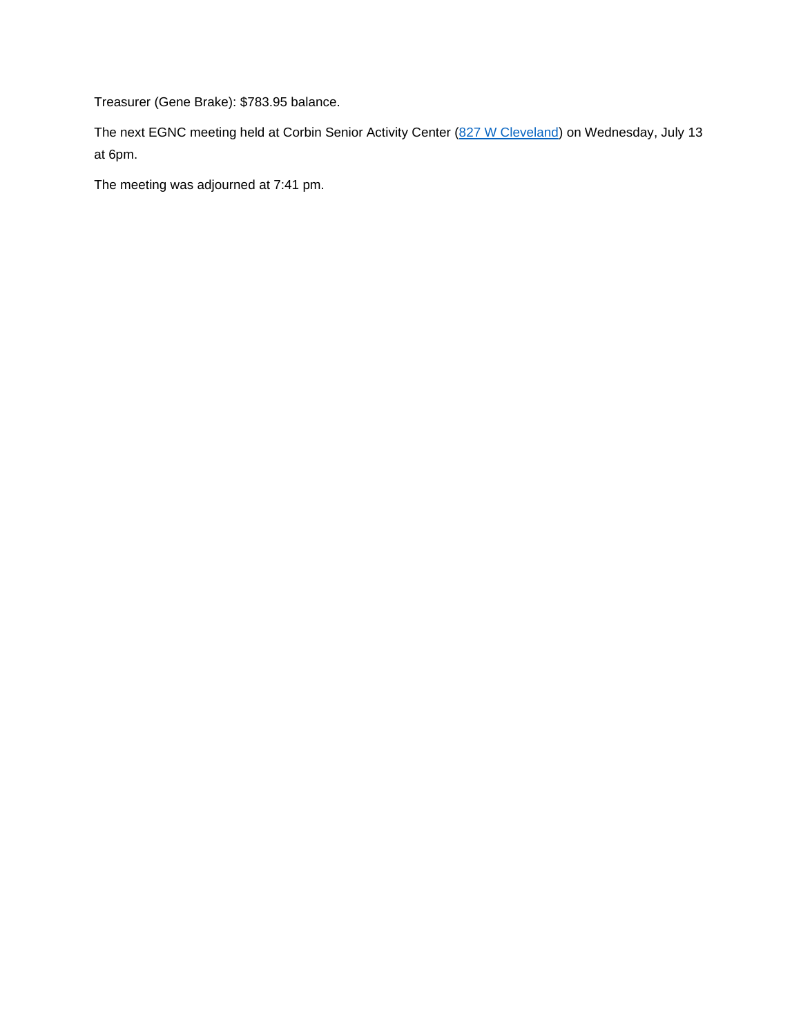Treasurer (Gene Brake): $783.95 balance.

The next EGNC meeting held at Corbin Senior Activity Center ([827 W Cleveland]) on Wednesday, July 13 at 6pm.

The meeting was adjourned at 7:41 pm.